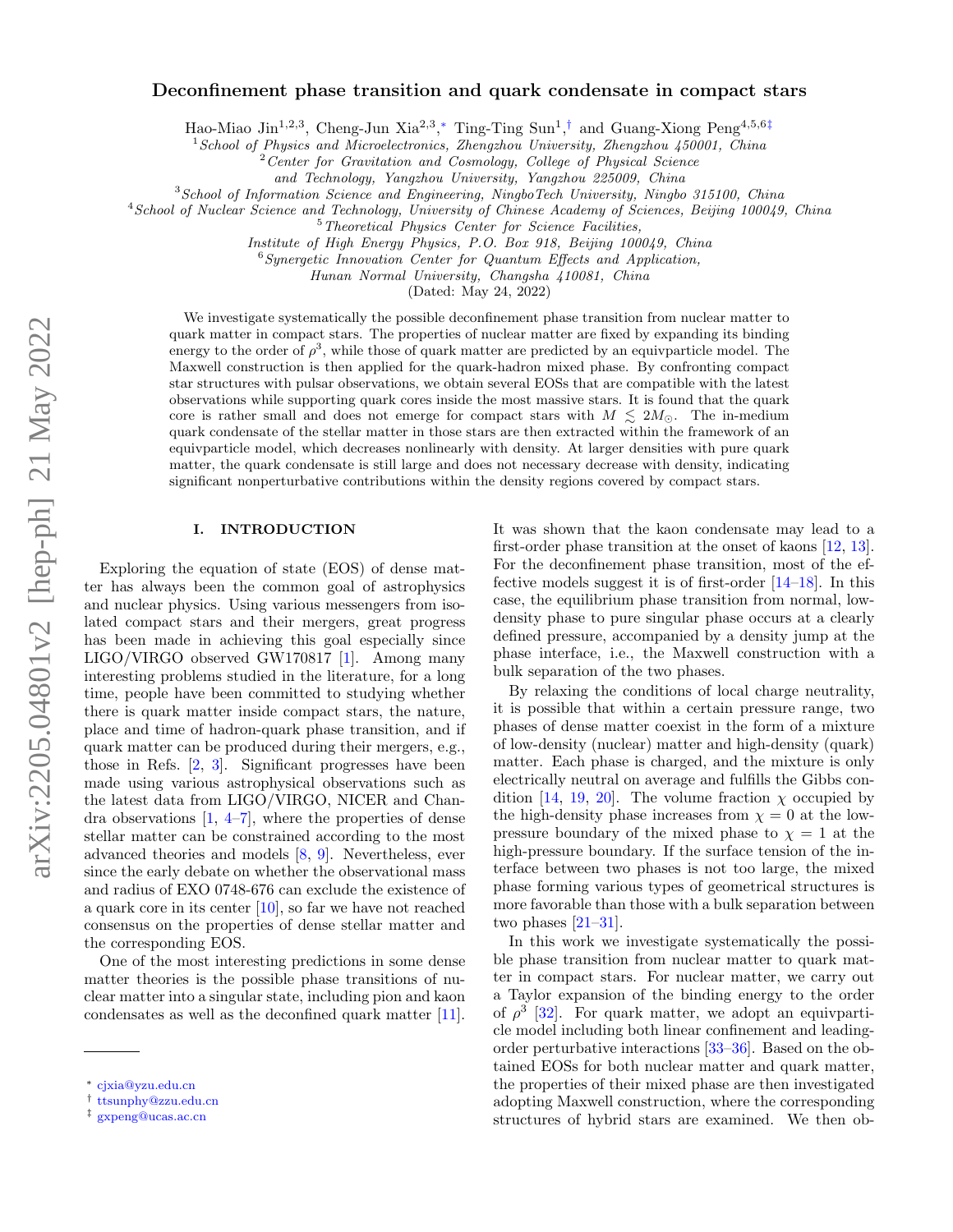# Deconfinement phase transition and quark condensate in compact stars

Hao-Miao Jin[1,2,3], Cheng-Jun Xia[2,3,*], Ting-Ting Sun[1,†] and Guang-Xiong Peng[4,5,6‡]

[1] *School of Physics and Microelectronics, Zhengzhou University, Zhengzhou 450001, China*
[2] *Center for Gravitation and Cosmology, College of Physical Science and Technology, Yangzhou University, Yangzhou 225009, China*
[3] *School of Information Science and Engineering, NingboTech University, Ningbo 315100, China*
[4] *School of Nuclear Science and Technology, University of Chinese Academy of Sciences, Beijing 100049, China*
[5] *Theoretical Physics Center for Science Facilities, Institute of High Energy Physics, P.O. Box 918, Beijing 100049, China*
[6] *Synergetic Innovation Center for Quantum Effects and Application, Hunan Normal University, Changsha 410081, China*

(Dated: May 24, 2022)

We investigate systematically the possible deconfinement phase transition from nuclear matter to quark matter in compact stars. The properties of nuclear matter are fixed by expanding its binding energy to the order of $\rho^3$, while those of quark matter are predicted by an equivparticle model. The Maxwell construction is then applied for the quark-hadron mixed phase. By confronting compact star structures with pulsar observations, we obtain several EOSs that are compatible with the latest observations while supporting quark cores inside the most massive stars. It is found that the quark core is rather small and does not emerge for compact stars with $M \lesssim 2M_\odot$. The in-medium quark condensate of the stellar matter in those stars are then extracted within the framework of an equivparticle model, which decreases nonlinearly with density. At larger densities with pure quark matter, the quark condensate is still large and does not necessary decrease with density, indicating significant nonperturbative contributions within the density regions covered by compact stars.

## I. INTRODUCTION

Exploring the equation of state (EOS) of dense matter has always been the common goal of astrophysics and nuclear physics. Using various messengers from isolated compact stars and their mergers, great progress has been made in achieving this goal especially since LIGO/VIRGO observed GW170817 [1]. Among many interesting problems studied in the literature, for a long time, people have been committed to studying whether there is quark matter inside compact stars, the nature, place and time of hadron-quark phase transition, and if quark matter can be produced during their mergers, e.g., those in Refs. [2, 3]. Significant progresses have been made using various astrophysical observations such as the latest data from LIGO/VIRGO, NICER and Chandra observations [1, 4–7], where the properties of dense stellar matter can be constrained according to the most advanced theories and models [8, 9]. Nevertheless, ever since the early debate on whether the observational mass and radius of EXO 0748-676 can exclude the existence of a quark core in its center [10], so far we have not reached consensus on the properties of dense stellar matter and the corresponding EOS.

One of the most interesting predictions in some dense matter theories is the possible phase transitions of nuclear matter into a singular state, including pion and kaon condensates as well as the deconfined quark matter [11]. It was shown that the kaon condensate may lead to a first-order phase transition at the onset of kaons [12, 13]. For the deconfinement phase transition, most of the effective models suggest it is of first-order [14–18]. In this case, the equilibrium phase transition from normal, low-density phase to pure singular phase occurs at a clearly defined pressure, accompanied by a density jump at the phase interface, i.e., the Maxwell construction with a bulk separation of the two phases.

By relaxing the conditions of local charge neutrality, it is possible that within a certain pressure range, two phases of dense matter coexist in the form of a mixture of low-density (nuclear) matter and high-density (quark) matter. Each phase is charged, and the mixture is only electrically neutral on average and fulfills the Gibbs condition [14, 19, 20]. The volume fraction $\chi$ occupied by the high-density phase increases from $\chi = 0$ at the low-pressure boundary of the mixed phase to $\chi = 1$ at the high-pressure boundary. If the surface tension of the interface between two phases is not too large, the mixed phase forming various types of geometrical structures is more favorable than those with a bulk separation between two phases [21–31].

In this work we investigate systematically the possible phase transition from nuclear matter to quark matter in compact stars. For nuclear matter, we carry out a Taylor expansion of the binding energy to the order of $\rho^3$ [32]. For quark matter, we adopt an equivparticle model including both linear confinement and leading-order perturbative interactions [33–36]. Based on the obtained EOSs for both nuclear matter and quark matter, the properties of their mixed phase are then investigated adopting Maxwell construction, where the corresponding structures of hybrid stars are examined. We then ob-

* cjxia@yzu.edu.cn
† ttsunphy@zzu.edu.cn
‡ gxpeng@ucas.ac.cn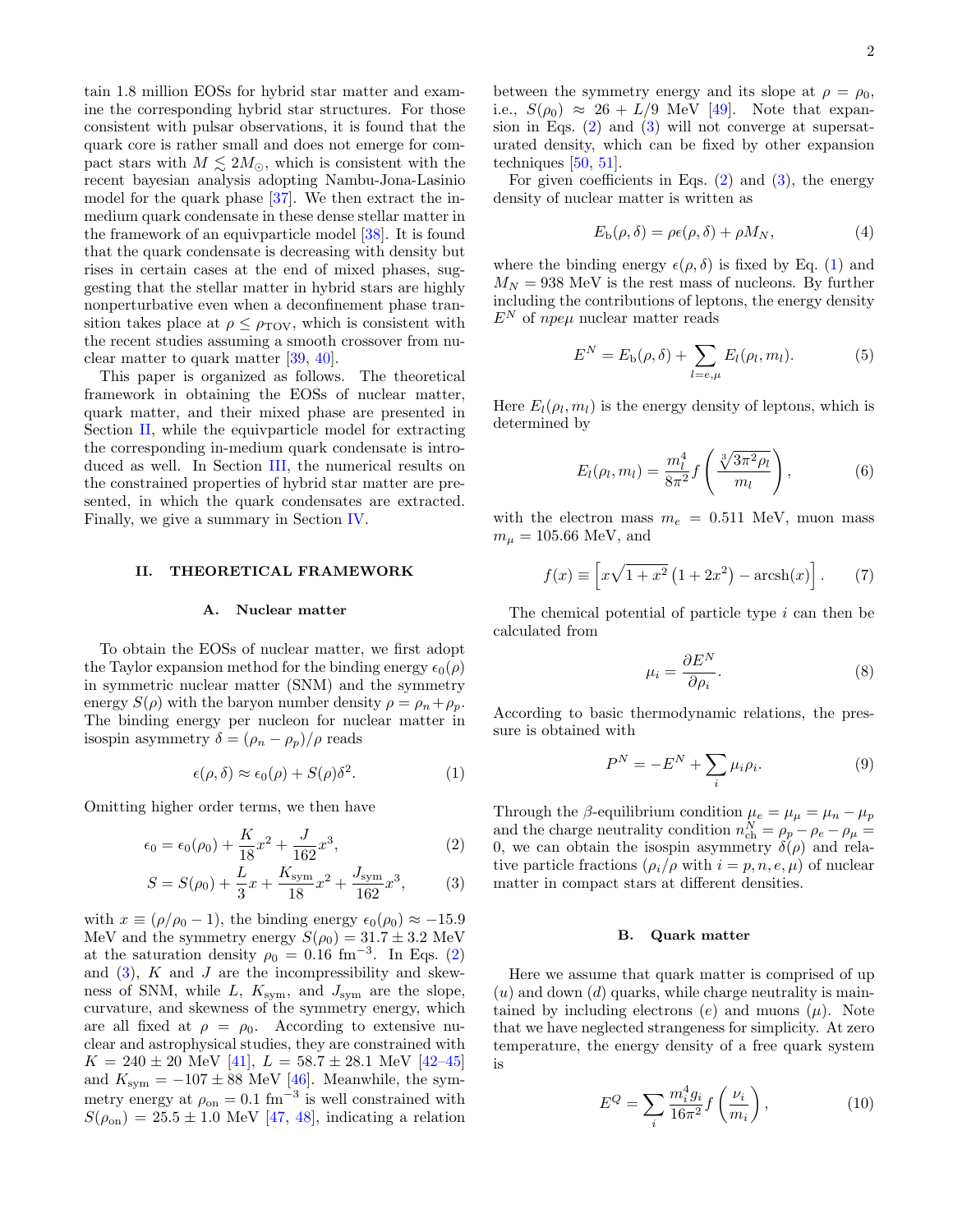tain 1.8 million EOSs for hybrid star matter and examine the corresponding hybrid star structures. For those consistent with pulsar observations, it is found that the quark core is rather small and does not emerge for compact stars with $M \lesssim 2M_\odot$, which is consistent with the recent bayesian analysis adopting Nambu-Jona-Lasinio model for the quark phase [37]. We then extract the in-medium quark condensate in these dense stellar matter in the framework of an equivparticle model [38]. It is found that the quark condensate is decreasing with density but rises in certain cases at the end of mixed phases, suggesting that the stellar matter in hybrid stars are highly nonperturbative even when a deconfinement phase transition takes place at $\rho \leq \rho_{\rm TOV}$, which is consistent with the recent studies assuming a smooth crossover from nuclear matter to quark matter [39, 40].

This paper is organized as follows. The theoretical framework in obtaining the EOSs of nuclear matter, quark matter, and their mixed phase are presented in Section II, while the equivparticle model for extracting the corresponding in-medium quark condensate is introduced as well. In Section III, the numerical results on the constrained properties of hybrid star matter are presented, in which the quark condensates are extracted. Finally, we give a summary in Section IV.

## II. THEORETICAL FRAMEWORK

### A. Nuclear matter

To obtain the EOSs of nuclear matter, we first adopt the Taylor expansion method for the binding energy $\epsilon_0(\rho)$ in symmetric nuclear matter (SNM) and the symmetry energy $S(\rho)$ with the baryon number density $\rho = \rho_n + \rho_p$. The binding energy per nucleon for nuclear matter in isospin asymmetry $\delta = (\rho_n - \rho_p)/\rho$ reads

$$\epsilon(\rho, \delta) \approx \epsilon_0(\rho) + S(\rho)\delta^2. \tag{1}$$

Omitting higher order terms, we then have

$$\epsilon_0 = \epsilon_0(\rho_0) + \frac{K}{18}x^2 + \frac{J}{162}x^3, \tag{2}$$

$$S = S(\rho_0) + \frac{L}{3}x + \frac{K_{\rm sym}}{18}x^2 + \frac{J_{\rm sym}}{162}x^3, \tag{3}$$

with $x \equiv (\rho/\rho_0 - 1)$, the binding energy $\epsilon_0(\rho_0) \approx -15.9$ MeV and the symmetry energy $S(\rho_0) = 31.7 \pm 3.2$ MeV at the saturation density $\rho_0 = 0.16$ fm$^{-3}$. In Eqs. (2) and (3), $K$ and $J$ are the incompressibility and skewness of SNM, while $L$, $K_{\rm sym}$, and $J_{\rm sym}$ are the slope, curvature, and skewness of the symmetry energy, which are all fixed at $\rho = \rho_0$. According to extensive nuclear and astrophysical studies, they are constrained with $K = 240 \pm 20$ MeV [41], $L = 58.7 \pm 28.1$ MeV [42–45] and $K_{\rm sym} = -107 \pm 88$ MeV [46]. Meanwhile, the symmetry energy at $\rho_{\rm on} = 0.1$ fm$^{-3}$ is well constrained with $S(\rho_{\rm on}) = 25.5 \pm 1.0$ MeV [47, 48], indicating a relation between the symmetry energy and its slope at $\rho = \rho_0$, i.e., $S(\rho_0) \approx 26 + L/9$ MeV [49]. Note that expansion in Eqs. (2) and (3) will not converge at supersaturated density, which can be fixed by other expansion techniques [50, 51].

For given coefficients in Eqs. (2) and (3), the energy density of nuclear matter is written as

$$E_{\rm b}(\rho, \delta) = \rho\epsilon(\rho, \delta) + \rho M_N, \tag{4}$$

where the binding energy $\epsilon(\rho, \delta)$ is fixed by Eq. (1) and $M_N = 938$ MeV is the rest mass of nucleons. By further including the contributions of leptons, the energy density $E^N$ of $npe\mu$ nuclear matter reads

$$E^N = E_{\rm b}(\rho, \delta) + \sum_{l=e,\mu} E_l(\rho_l, m_l). \tag{5}$$

Here $E_l(\rho_l, m_l)$ is the energy density of leptons, which is determined by

$$E_l(\rho_l, m_l) = \frac{m_l^4}{8\pi^2} f\left(\frac{\sqrt[3]{3\pi^2\rho_l}}{m_l}\right), \tag{6}$$

with the electron mass $m_e = 0.511$ MeV, muon mass $m_\mu = 105.66$ MeV, and

$$f(x) \equiv \left[x\sqrt{1+x^2}\left(1+2x^2\right) - \operatorname{arcsh}(x)\right]. \tag{7}$$

The chemical potential of particle type $i$ can then be calculated from

$$\mu_i = \frac{\partial E^N}{\partial \rho_i}. \tag{8}$$

According to basic thermodynamic relations, the pressure is obtained with

$$P^N = -E^N + \sum_i \mu_i \rho_i. \tag{9}$$

Through the $\beta$-equilibrium condition $\mu_e = \mu_\mu = \mu_n - \mu_p$ and the charge neutrality condition $n_{\rm ch}^N = \rho_p - \rho_e - \rho_\mu = 0$, we can obtain the isospin asymmetry $\delta(\rho)$ and relative particle fractions ($\rho_i/\rho$ with $i = p, n, e, \mu$) of nuclear matter in compact stars at different densities.

### B. Quark matter

Here we assume that quark matter is comprised of up ($u$) and down ($d$) quarks, while charge neutrality is maintained by including electrons ($e$) and muons ($\mu$). Note that we have neglected strangeness for simplicity. At zero temperature, the energy density of a free quark system is

$$E^Q = \sum_i \frac{m_i^4 g_i}{16\pi^2} f\left(\frac{\nu_i}{m_i}\right), \tag{10}$$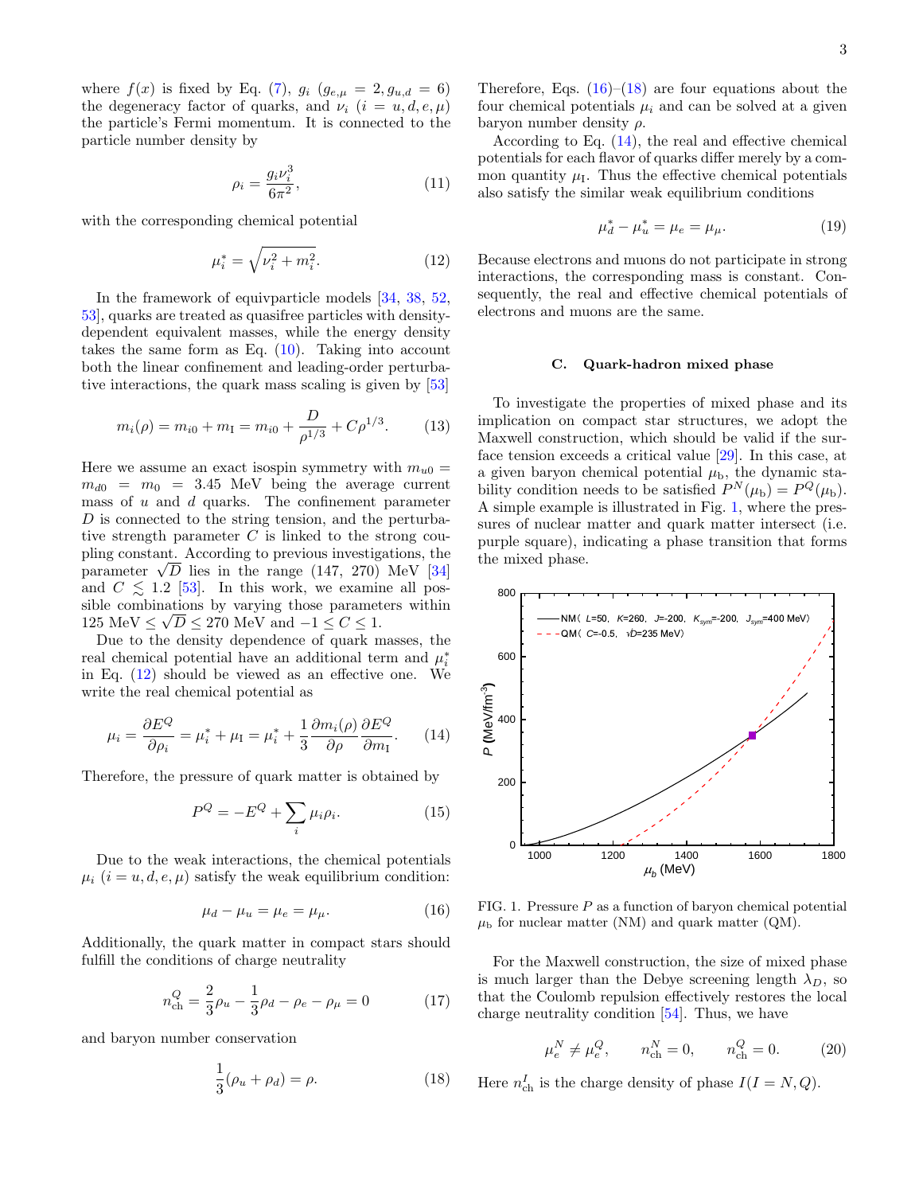where $f(x)$ is fixed by Eq. (7), $g_i$ ($g_{e,\mu} = 2, g_{u,d} = 6$) the degeneracy factor of quarks, and $\nu_i$ ($i = u, d, e, \mu$) the particle's Fermi momentum. It is connected to the particle number density by

$$\rho_i = \frac{g_i \nu_i^3}{6\pi^2}, \tag{11}$$

with the corresponding chemical potential

$$\mu_i^* = \sqrt{\nu_i^2 + m_i^2}. \tag{12}$$

In the framework of equivparticle models [34, 38, 52, 53], quarks are treated as quasifree particles with density-dependent equivalent masses, while the energy density takes the same form as Eq. (10). Taking into account both the linear confinement and leading-order perturbative interactions, the quark mass scaling is given by [53]

$$m_i(\rho) = m_{i0} + m_{\mathrm{I}} = m_{i0} + \frac{D}{\rho^{1/3}} + C\rho^{1/3}. \tag{13}$$

Here we assume an exact isospin symmetry with $m_{u0} = m_{d0} = m_0 = 3.45$ MeV being the average current mass of $u$ and $d$ quarks. The confinement parameter $D$ is connected to the string tension, and the perturbative strength parameter $C$ is linked to the strong coupling constant. According to previous investigations, the parameter $\sqrt{D}$ lies in the range (147, 270) MeV [34] and $C \lesssim 1.2$ [53]. In this work, we examine all possible combinations by varying those parameters within 125 MeV $\leq \sqrt{D} \leq$ 270 MeV and $-1 \leq C \leq 1$.

Due to the density dependence of quark masses, the real chemical potential have an additional term and $\mu_i^*$ in Eq. (12) should be viewed as an effective one. We write the real chemical potential as

$$\mu_i = \frac{\partial E^Q}{\partial \rho_i} = \mu_i^* + \mu_{\mathrm{I}} = \mu_i^* + \frac{1}{3}\frac{\partial m_i(\rho)}{\partial \rho}\frac{\partial E^Q}{\partial m_{\mathrm{I}}}. \tag{14}$$

Therefore, the pressure of quark matter is obtained by

$$P^Q = -E^Q + \sum_i \mu_i \rho_i. \tag{15}$$

Due to the weak interactions, the chemical potentials $\mu_i$ ($i = u, d, e, \mu$) satisfy the weak equilibrium condition:

$$\mu_d - \mu_u = \mu_e = \mu_\mu. \tag{16}$$

Additionally, the quark matter in compact stars should fulfill the conditions of charge neutrality

$$n_{\mathrm{ch}}^Q = \frac{2}{3}\rho_u - \frac{1}{3}\rho_d - \rho_e - \rho_\mu = 0 \tag{17}$$

and baryon number conservation

$$\frac{1}{3}(\rho_u + \rho_d) = \rho. \tag{18}$$

Therefore, Eqs. (16)–(18) are four equations about the four chemical potentials $\mu_i$ and can be solved at a given baryon number density $\rho$.

According to Eq. (14), the real and effective chemical potentials for each flavor of quarks differ merely by a common quantity $\mu_{\mathrm{I}}$. Thus the effective chemical potentials also satisfy the similar weak equilibrium conditions

$$\mu_d^* - \mu_u^* = \mu_e = \mu_\mu. \tag{19}$$

Because electrons and muons do not participate in strong interactions, the corresponding mass is constant. Consequently, the real and effective chemical potentials of electrons and muons are the same.

### C. Quark-hadron mixed phase

To investigate the properties of mixed phase and its implication on compact star structures, we adopt the Maxwell construction, which should be valid if the surface tension exceeds a critical value [29]. In this case, at a given baryon chemical potential $\mu_{\mathrm{b}}$, the dynamic stability condition needs to be satisfied $P^N(\mu_{\mathrm{b}}) = P^Q(\mu_{\mathrm{b}})$. A simple example is illustrated in Fig. 1, where the pressures of nuclear matter and quark matter intersect (i.e. purple square), indicating a phase transition that forms the mixed phase.

FIG. 1. Pressure $P$ as a function of baryon chemical potential $\mu_{\mathrm{b}}$ for nuclear matter (NM) and quark matter (QM).

For the Maxwell construction, the size of mixed phase is much larger than the Debye screening length $\lambda_D$, so that the Coulomb repulsion effectively restores the local charge neutrality condition [54]. Thus, we have

$$\mu_e^N \neq \mu_e^Q, \qquad n_{\mathrm{ch}}^N = 0, \qquad n_{\mathrm{ch}}^Q = 0. \tag{20}$$

Here $n_{\mathrm{ch}}^I$ is the charge density of phase $I (I = N, Q)$.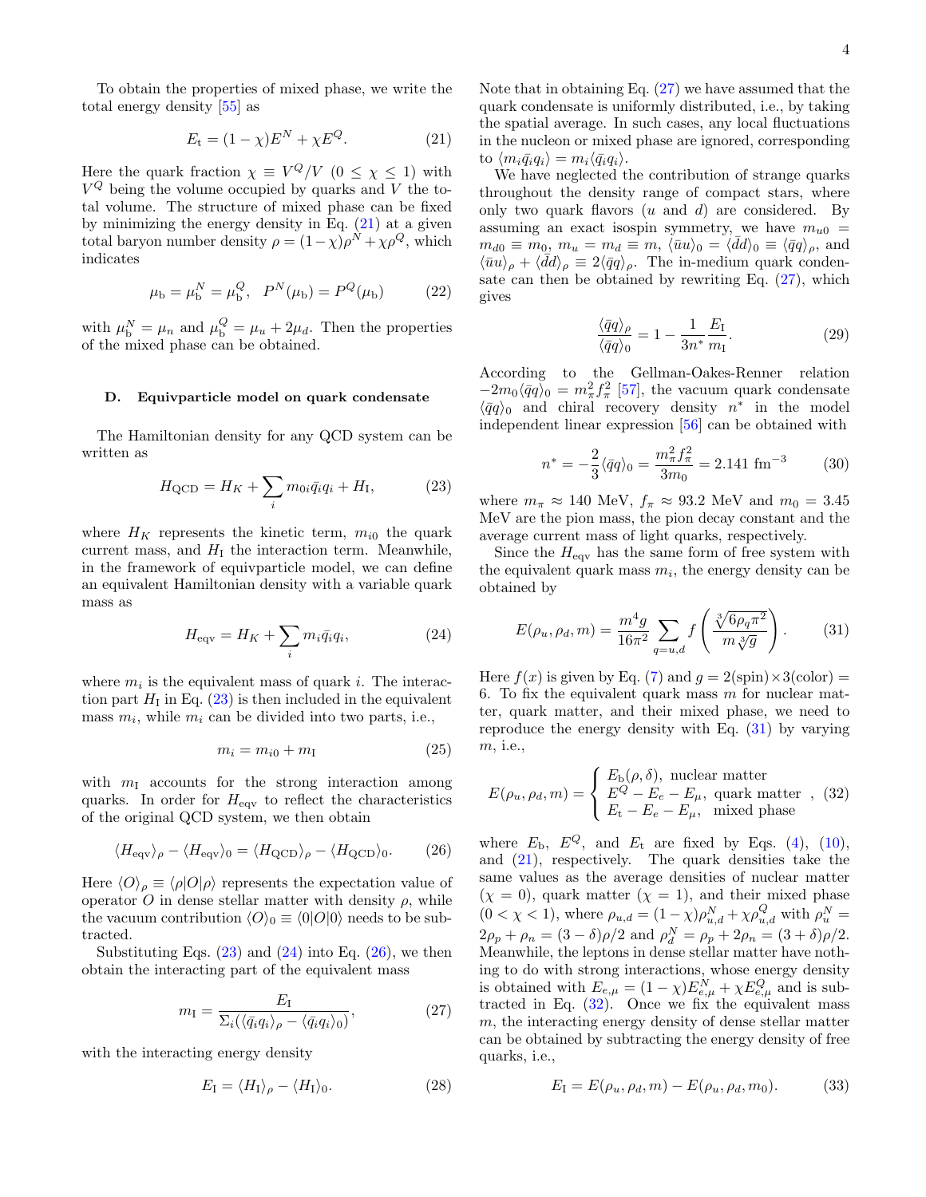To obtain the properties of mixed phase, we write the total energy density [55] as

$$E_{\rm t} = (1-\chi)E^N + \chi E^Q. \tag{21}$$

Here the quark fraction $\chi \equiv V^Q/V$ $(0 \leq \chi \leq 1)$ with $V^Q$ being the volume occupied by quarks and $V$ the total volume. The structure of mixed phase can be fixed by minimizing the energy density in Eq. (21) at a given total baryon number density $\rho = (1-\chi)\rho^N + \chi\rho^Q$, which indicates

$$\mu_{\rm b} = \mu_{\rm b}^N = \mu_{\rm b}^Q, \;\; P^N(\mu_{\rm b}) = P^Q(\mu_{\rm b}) \tag{22}$$

with $\mu_{\rm b}^N = \mu_n$ and $\mu_{\rm b}^Q = \mu_u + 2\mu_d$. Then the properties of the mixed phase can be obtained.

### D. Equivparticle model on quark condensate

The Hamiltonian density for any QCD system can be written as

$$H_{\rm QCD} = H_K + \sum_i m_{0i}\bar{q}_i q_i + H_{\rm I}, \tag{23}$$

where $H_K$ represents the kinetic term, $m_{i0}$ the quark current mass, and $H_{\rm I}$ the interaction term. Meanwhile, in the framework of equivparticle model, we can define an equivalent Hamiltonian density with a variable quark mass as

$$H_{\rm eqv} = H_K + \sum_i m_i \bar{q}_i q_i, \tag{24}$$

where $m_i$ is the equivalent mass of quark $i$. The interaction part $H_{\rm I}$ in Eq. (23) is then included in the equivalent mass $m_i$, while $m_i$ can be divided into two parts, i.e.,

$$m_i = m_{i0} + m_{\rm I} \tag{25}$$

with $m_{\rm I}$ accounts for the strong interaction among quarks. In order for $H_{\rm eqv}$ to reflect the characteristics of the original QCD system, we then obtain

$$\langle H_{\rm eqv}\rangle_\rho - \langle H_{\rm eqv}\rangle_0 = \langle H_{\rm QCD}\rangle_\rho - \langle H_{\rm QCD}\rangle_0. \tag{26}$$

Here $\langle O\rangle_\rho \equiv \langle\rho|O|\rho\rangle$ represents the expectation value of operator $O$ in dense stellar matter with density $\rho$, while the vacuum contribution $\langle O\rangle_0 \equiv \langle 0|O|0\rangle$ needs to be subtracted.

Substituting Eqs. (23) and (24) into Eq. (26), we then obtain the interacting part of the equivalent mass

$$m_{\rm I} = \frac{E_{\rm I}}{\Sigma_i(\langle\bar{q}_i q_i\rangle_\rho - \langle\bar{q}_i q_i\rangle_0)}, \tag{27}$$

with the interacting energy density

$$E_{\rm I} = \langle H_{\rm I}\rangle_\rho - \langle H_{\rm I}\rangle_0. \tag{28}$$

Note that in obtaining Eq. (27) we have assumed that the quark condensate is uniformly distributed, i.e., by taking the spatial average. In such cases, any local fluctuations in the nucleon or mixed phase are ignored, corresponding to $\langle m_i\bar{q}_i q_i\rangle = m_i\langle\bar{q}_i q_i\rangle$.

We have neglected the contribution of strange quarks throughout the density range of compact stars, where only two quark flavors ($u$ and $d$) are considered. By assuming an exact isospin symmetry, we have $m_{u0} = m_{d0} \equiv m_0$, $m_u = m_d \equiv m$, $\langle\bar{u}u\rangle_0 = \langle\bar{d}d\rangle_0 \equiv \langle\bar{q}q\rangle_\rho$, and $\langle\bar{u}u\rangle_\rho + \langle\bar{d}d\rangle_\rho \equiv 2\langle\bar{q}q\rangle_\rho$. The in-medium quark condensate can then be obtained by rewriting Eq. (27), which gives

$$\frac{\langle\bar{q}q\rangle_\rho}{\langle\bar{q}q\rangle_0} = 1 - \frac{1}{3n^*}\frac{E_{\rm I}}{m_{\rm I}}. \tag{29}$$

According to the Gellman-Oakes-Renner relation $-2m_0\langle\bar{q}q\rangle_0 = m_\pi^2 f_\pi^2$ [57], the vacuum quark condensate $\langle\bar{q}q\rangle_0$ and chiral recovery density $n^*$ in the model independent linear expression [56] can be obtained with

$$n^* = -\frac{2}{3}\langle\bar{q}q\rangle_0 = \frac{m_\pi^2 f_\pi^2}{3m_0} = 2.141 \text{ fm}^{-3} \tag{30}$$

where $m_\pi \approx 140$ MeV, $f_\pi \approx 93.2$ MeV and $m_0 = 3.45$ MeV are the pion mass, the pion decay constant and the average current mass of light quarks, respectively.

Since the $H_{\rm eqv}$ has the same form of free system with the equivalent quark mass $m_i$, the energy density can be obtained by

$$E(\rho_u, \rho_d, m) = \frac{m^4 g}{16\pi^2}\sum_{q=u,d} f\left(\frac{\sqrt[3]{6\rho_q\pi^2}}{m\sqrt[3]{g}}\right). \tag{31}$$

Here $f(x)$ is given by Eq. (7) and $g = 2(\text{spin})\times 3(\text{color}) = 6$. To fix the equivalent quark mass $m$ for nuclear matter, quark matter, and their mixed phase, we need to reproduce the energy density with Eq. (31) by varying $m$, i.e.,

$$E(\rho_u, \rho_d, m) = \begin{cases} E_{\rm b}(\rho, \delta), \text{ nuclear matter} \\ E^Q - E_e - E_\mu, \text{ quark matter} \\ E_{\rm t} - E_e - E_\mu, \text{ mixed phase} \end{cases}, \tag{32}$$

where $E_{\rm b}$, $E^Q$, and $E_{\rm t}$ are fixed by Eqs. (4), (10), and (21), respectively. The quark densities take the same values as the average densities of nuclear matter ($\chi = 0$), quark matter ($\chi = 1$), and their mixed phase ($0 < \chi < 1$), where $\rho_{u,d} = (1-\chi)\rho_{u,d}^N + \chi\rho_{u,d}^Q$ with $\rho_u^N = 2\rho_p + \rho_n = (3-\delta)\rho/2$ and $\rho_d^N = \rho_p + 2\rho_n = (3+\delta)\rho/2$. Meanwhile, the leptons in dense stellar matter have nothing to do with strong interactions, whose energy density is obtained with $E_{e,\mu} = (1-\chi)E_{e,\mu}^N + \chi E_{e,\mu}^Q$ and is subtracted in Eq. (32). Once we fix the equivalent mass $m$, the interacting energy density of dense stellar matter can be obtained by subtracting the energy density of free quarks, i.e.,

$$E_{\rm I} = E(\rho_u, \rho_d, m) - E(\rho_u, \rho_d, m_0). \tag{33}$$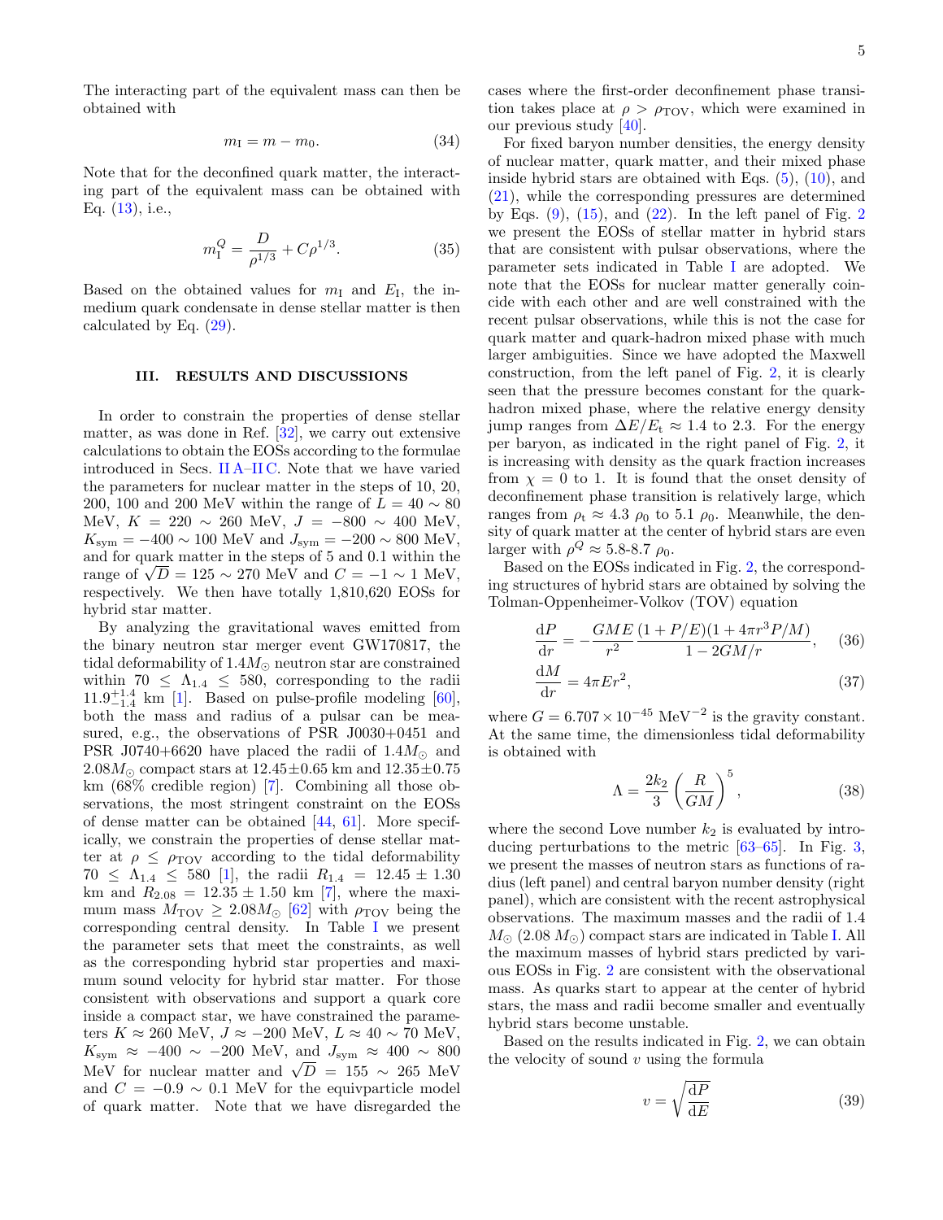The interacting part of the equivalent mass can then be obtained with

$$m_{\rm I} = m - m_0. \tag{34}$$

Note that for the deconfined quark matter, the interacting part of the equivalent mass can be obtained with Eq. (13), i.e.,

$$m_{\rm I}^Q = \frac{D}{\rho^{1/3}} + C\rho^{1/3}. \tag{35}$$

Based on the obtained values for $m_{\rm I}$ and $E_{\rm I}$, the in-medium quark condensate in dense stellar matter is then calculated by Eq. (29).

## III. RESULTS AND DISCUSSIONS

In order to constrain the properties of dense stellar matter, as was done in Ref. [32], we carry out extensive calculations to obtain the EOSs according to the formulae introduced in Secs. II A–II C. Note that we have varied the parameters for nuclear matter in the steps of 10, 20, 200, 100 and 200 MeV within the range of $L = 40 \sim 80$ MeV, $K = 220 \sim 260$ MeV, $J = -800 \sim 400$ MeV, $K_{\rm sym} = -400 \sim 100$ MeV and $J_{\rm sym} = -200 \sim 800$ MeV, and for quark matter in the steps of 5 and 0.1 within the range of $\sqrt{D} = 125 \sim 270$ MeV and $C = -1 \sim 1$ MeV, respectively. We then have totally 1,810,620 EOSs for hybrid star matter.

By analyzing the gravitational waves emitted from the binary neutron star merger event GW170817, the tidal deformability of $1.4 M_\odot$ neutron star are constrained within $70 \leq \Lambda_{1.4} \leq 580$, corresponding to the radii $11.9^{+1.4}_{-1.4}$ km [1]. Based on pulse-profile modeling [60], both the mass and radius of a pulsar can be measured, e.g., the observations of PSR J0030+0451 and PSR J0740+6620 have placed the radii of $1.4 M_\odot$ and $2.08 M_\odot$ compact stars at $12.45 \pm 0.65$ km and $12.35 \pm 0.75$ km (68% credible region) [7]. Combining all those observations, the most stringent constraint on the EOSs of dense matter can be obtained [44, 61]. More specifically, we constrain the properties of dense stellar matter at $\rho \leq \rho_{\rm TOV}$ according to the tidal deformability $70 \leq \Lambda_{1.4} \leq 580$ [1], the radii $R_{1.4} = 12.45 \pm 1.30$ km and $R_{2.08} = 12.35 \pm 1.50$ km [7], where the maximum mass $M_{\rm TOV} \geq 2.08 M_\odot$ [62] with $\rho_{\rm TOV}$ being the corresponding central density. In Table I we present the parameter sets that meet the constraints, as well as the corresponding hybrid star properties and maximum sound velocity for hybrid star matter. For those consistent with observations and support a quark core inside a compact star, we have constrained the parameters $K \approx 260$ MeV, $J \approx -200$ MeV, $L \approx 40 \sim 70$ MeV, $K_{\rm sym} \approx -400 \sim -200$ MeV, and $J_{\rm sym} \approx 400 \sim 800$ MeV for nuclear matter and $\sqrt{D} = 155 \sim 265$ MeV and $C = -0.9 \sim 0.1$ MeV for the equivparticle model of quark matter. Note that we have disregarded the cases where the first-order deconfinement phase transition takes place at $\rho > \rho_{\rm TOV}$, which were examined in our previous study [40].

For fixed baryon number densities, the energy density of nuclear matter, quark matter, and their mixed phase inside hybrid stars are obtained with Eqs. (5), (10), and (21), while the corresponding pressures are determined by Eqs. (9), (15), and (22). In the left panel of Fig. 2 we present the EOSs of stellar matter in hybrid stars that are consistent with pulsar observations, where the parameter sets indicated in Table I are adopted. We note that the EOSs for nuclear matter generally coincide with each other and are well constrained with the recent pulsar observations, while this is not the case for quark matter and quark-hadron mixed phase with much larger ambiguities. Since we have adopted the Maxwell construction, from the left panel of Fig. 2, it is clearly seen that the pressure becomes constant for the quark-hadron mixed phase, where the relative energy density jump ranges from $\Delta E/E_{\rm t} \approx 1.4$ to 2.3. For the energy per baryon, as indicated in the right panel of Fig. 2, it is increasing with density as the quark fraction increases from $\chi = 0$ to 1. It is found that the onset density of deconfinement phase transition is relatively large, which ranges from $\rho_{\rm t} \approx 4.3\ \rho_0$ to $5.1\ \rho_0$. Meanwhile, the density of quark matter at the center of hybrid stars are even larger with $\rho^Q \approx 5.8$-$8.7\ \rho_0$.

Based on the EOSs indicated in Fig. 2, the corresponding structures of hybrid stars are obtained by solving the Tolman-Oppenheimer-Volkov (TOV) equation

$$\frac{{\rm d}P}{{\rm d}r} = -\frac{GME}{r^2}\frac{(1+P/E)(1+4\pi r^3 P/M)}{1-2GM/r}, \tag{36}$$

$$\frac{{\rm d}M}{{\rm d}r} = 4\pi E r^2, \tag{37}$$

where $G = 6.707 \times 10^{-45}$ MeV$^{-2}$ is the gravity constant. At the same time, the dimensionless tidal deformability is obtained with

$$\Lambda = \frac{2k_2}{3}\left(\frac{R}{GM}\right)^5, \tag{38}$$

where the second Love number $k_2$ is evaluated by introducing perturbations to the metric [63–65]. In Fig. 3, we present the masses of neutron stars as functions of radius (left panel) and central baryon number density (right panel), which are consistent with the recent astrophysical observations. The maximum masses and the radii of 1.4 $M_\odot$ (2.08 $M_\odot$) compact stars are indicated in Table I. All the maximum masses of hybrid stars predicted by various EOSs in Fig. 2 are consistent with the observational mass. As quarks start to appear at the center of hybrid stars, the mass and radii become smaller and eventually hybrid stars become unstable.

Based on the results indicated in Fig. 2, we can obtain the velocity of sound $v$ using the formula

$$v = \sqrt{\frac{{\rm d}P}{{\rm d}E}} \tag{39}$$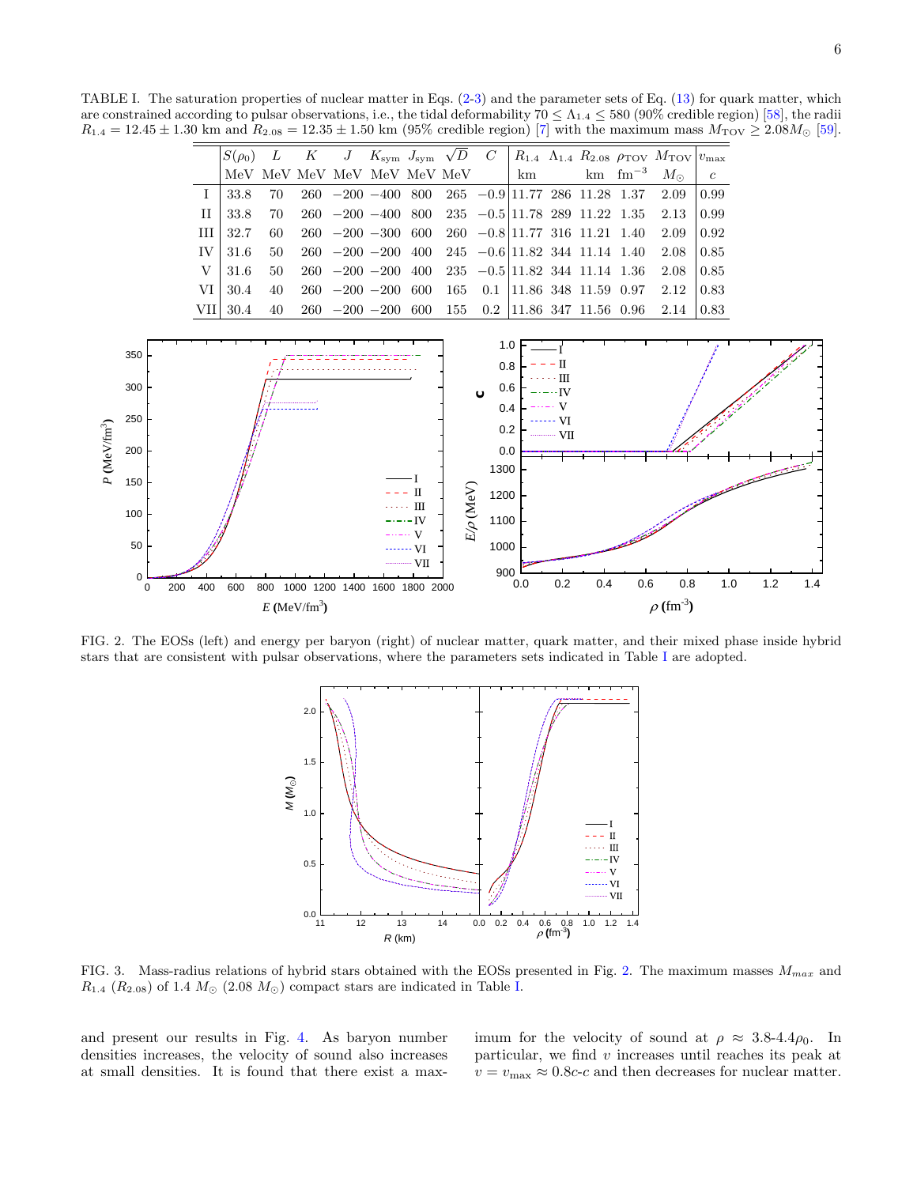TABLE I. The saturation properties of nuclear matter in Eqs. (2-3) and the parameter sets of Eq. (13) for quark matter, which are constrained according to pulsar observations, i.e., the tidal deformability $70 \leq \Lambda_{1.4} \leq 580$ (90% credible region) [58], the radii $R_{1.4} = 12.45 \pm 1.30$ km and $R_{2.08} = 12.35 \pm 1.50$ km (95% credible region) [7] with the maximum mass $M_{\rm TOV} \geq 2.08 M_{\odot}$ [59].

| | $S(\rho_0)$ | $L$ | $K$ | $J$ | $K_{\rm sym}$ | $J_{\rm sym}$ | $\sqrt{D}$ | $C$ | $R_{1.4}$ | $\Lambda_{1.4}$ | $R_{2.08}$ | $\rho_{\rm TOV}$ | $M_{\rm TOV}$ | $v_{\rm max}$ |
|---|---|---|---|---|---|---|---|---|---|---|---|---|---|---|
| | MeV | MeV | MeV | MeV | MeV | MeV | MeV | | km | | km | fm$^{-3}$ | $M_{\odot}$ | $c$ |
| I | 33.8 | 70 | 260 | −200 | −400 | 800 | 265 | −0.9 | 11.77 | 286 | 11.28 | 1.37 | 2.09 | 0.99 |
| II | 33.8 | 70 | 260 | −200 | −400 | 800 | 235 | −0.5 | 11.78 | 289 | 11.22 | 1.35 | 2.13 | 0.99 |
| III | 32.7 | 60 | 260 | −200 | −300 | 600 | 260 | −0.8 | 11.77 | 316 | 11.21 | 1.40 | 2.09 | 0.92 |
| IV | 31.6 | 50 | 260 | −200 | −200 | 400 | 245 | −0.6 | 11.82 | 344 | 11.14 | 1.40 | 2.08 | 0.85 |
| V | 31.6 | 50 | 260 | −200 | −200 | 400 | 235 | −0.5 | 11.82 | 344 | 11.14 | 1.36 | 2.08 | 0.85 |
| VI | 30.4 | 40 | 260 | −200 | −200 | 600 | 165 | 0.1 | 11.86 | 348 | 11.59 | 0.97 | 2.12 | 0.83 |
| VII | 30.4 | 40 | 260 | −200 | −200 | 600 | 155 | 0.2 | 11.86 | 347 | 11.56 | 0.96 | 2.14 | 0.83 |

FIG. 2. The EOSs (left) and energy per baryon (right) of nuclear matter, quark matter, and their mixed phase inside hybrid stars that are consistent with pulsar observations, where the parameters sets indicated in Table I are adopted.

FIG. 3. Mass-radius relations of hybrid stars obtained with the EOSs presented in Fig. 2. The maximum masses $M_{max}$ and $R_{1.4}$ ($R_{2.08}$) of 1.4 $M_{\odot}$ (2.08 $M_{\odot}$) compact stars are indicated in Table I.

and present our results in Fig. 4. As baryon number densities increases, the velocity of sound also increases at small densities. It is found that there exist a maximum for the velocity of sound at $\rho \approx 3.8$-$4.4\rho_0$. In particular, we find $v$ increases until reaches its peak at $v = v_{\rm max} \approx 0.8c$-$c$ and then decreases for nuclear matter.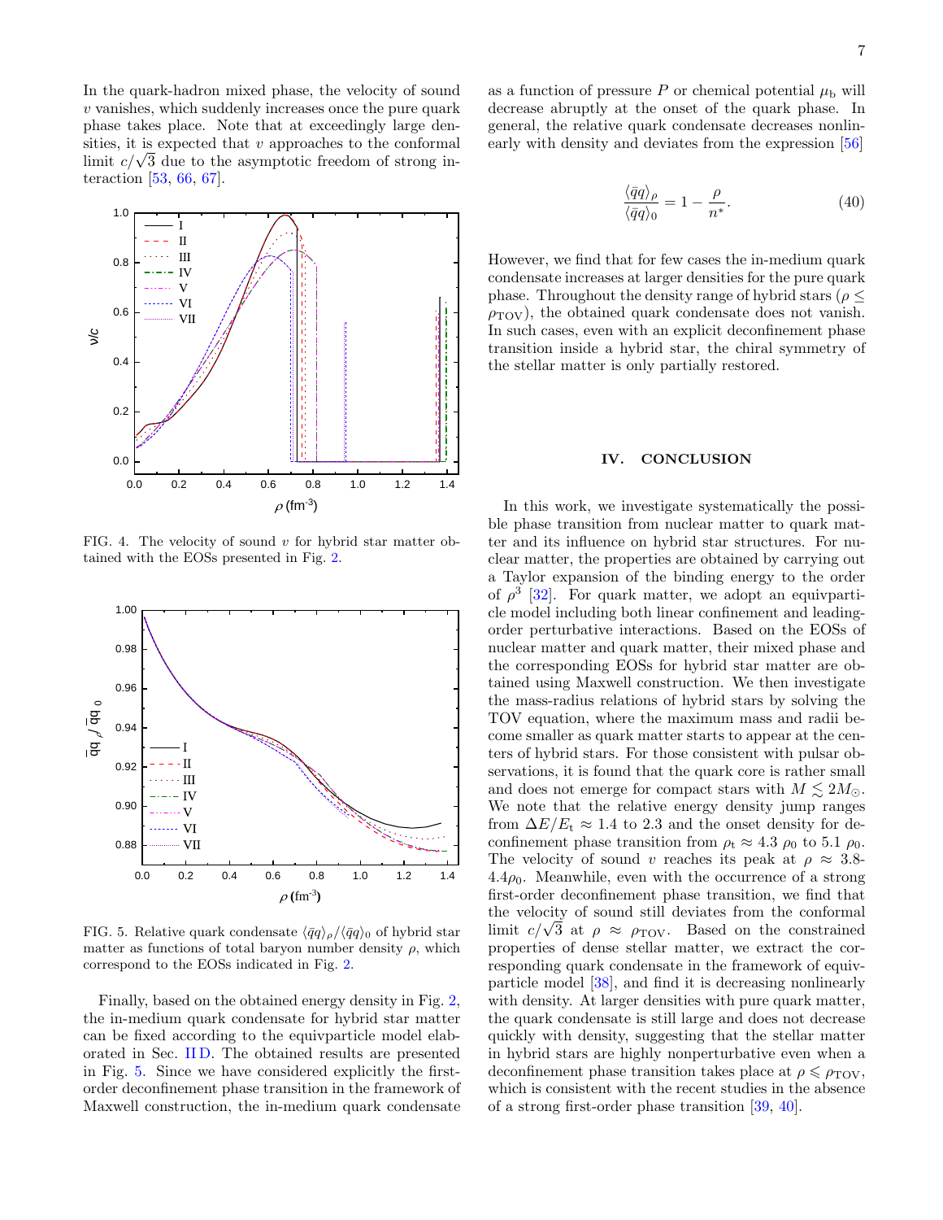In the quark-hadron mixed phase, the velocity of sound $v$ vanishes, which suddenly increases once the pure quark phase takes place. Note that at exceedingly large densities, it is expected that $v$ approaches to the conformal limit $c/\sqrt{3}$ due to the asymptotic freedom of strong interaction [53, 66, 67].

FIG. 4. The velocity of sound $v$ for hybrid star matter obtained with the EOSs presented in Fig. 2.

FIG. 5. Relative quark condensate $\langle\bar{q}q\rangle_\rho/\langle\bar{q}q\rangle_0$ of hybrid star matter as functions of total baryon number density $\rho$, which correspond to the EOSs indicated in Fig. 2.

Finally, based on the obtained energy density in Fig. 2, the in-medium quark condensate for hybrid star matter can be fixed according to the equivparticle model elaborated in Sec. II D. The obtained results are presented in Fig. 5. Since we have considered explicitly the first-order deconfinement phase transition in the framework of Maxwell construction, the in-medium quark condensate as a function of pressure $P$ or chemical potential $\mu_\mathrm{b}$ will decrease abruptly at the onset of the quark phase. In general, the relative quark condensate decreases nonlinearly with density and deviates from the expression [56]

$$\frac{\langle\bar{q}q\rangle_\rho}{\langle\bar{q}q\rangle_0} = 1 - \frac{\rho}{n^*}. \tag{40}$$

However, we find that for few cases the in-medium quark condensate increases at larger densities for the pure quark phase. Throughout the density range of hybrid stars ($\rho \leq \rho_\mathrm{TOV}$), the obtained quark condensate does not vanish. In such cases, even with an explicit deconfinement phase transition inside a hybrid star, the chiral symmetry of the stellar matter is only partially restored.

## IV. CONCLUSION

In this work, we investigate systematically the possible phase transition from nuclear matter to quark matter and its influence on hybrid star structures. For nuclear matter, the properties are obtained by carrying out a Taylor expansion of the binding energy to the order of $\rho^3$ [32]. For quark matter, we adopt an equivparticle model including both linear confinement and leading-order perturbative interactions. Based on the EOSs of nuclear matter and quark matter, their mixed phase and the corresponding EOSs for hybrid star matter are obtained using Maxwell construction. We then investigate the mass-radius relations of hybrid stars by solving the TOV equation, where the maximum mass and radii become smaller as quark matter starts to appear at the centers of hybrid stars. For those consistent with pulsar observations, it is found that the quark core is rather small and does not emerge for compact stars with $M \lesssim 2M_\odot$. We note that the relative energy density jump ranges from $\Delta E/E_\mathrm{t} \approx 1.4$ to 2.3 and the onset density for deconfinement phase transition from $\rho_\mathrm{t} \approx 4.3\ \rho_0$ to $5.1\ \rho_0$. The velocity of sound $v$ reaches its peak at $\rho \approx 3.8$-$4.4\rho_0$. Meanwhile, even with the occurrence of a strong first-order deconfinement phase transition, we find that the velocity of sound still deviates from the conformal limit $c/\sqrt{3}$ at $\rho \approx \rho_\mathrm{TOV}$. Based on the constrained properties of dense stellar matter, we extract the corresponding quark condensate in the framework of equivparticle model [38], and find it is decreasing nonlinearly with density. At larger densities with pure quark matter, the quark condensate is still large and does not decrease quickly with density, suggesting that the stellar matter in hybrid stars are highly nonperturbative even when a deconfinement phase transition takes place at $\rho \leqslant \rho_\mathrm{TOV}$, which is consistent with the recent studies in the absence of a strong first-order phase transition [39, 40].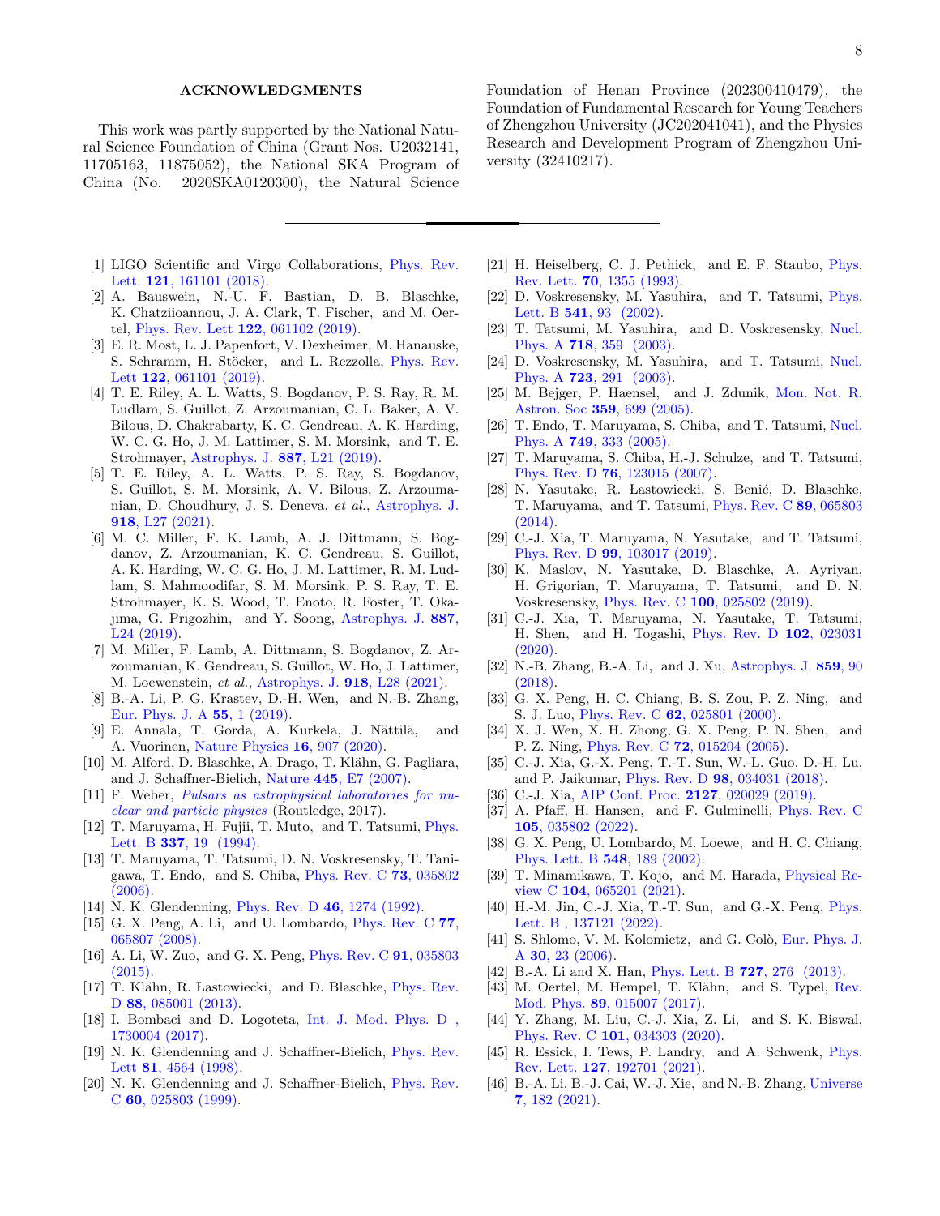## ACKNOWLEDGMENTS

This work was partly supported by the National Natural Science Foundation of China (Grant Nos. U2032141, 11705163, 11875052), the National SKA Program of China (No. 2020SKA0120300), the Natural Science Foundation of Henan Province (202300410479), the Foundation of Fundamental Research for Young Teachers of Zhengzhou University (JC202041041), and the Physics Research and Development Program of Zhengzhou University (32410217).

---

[1] LIGO Scientific and Virgo Collaborations, Phys. Rev. Lett. **121**, 161101 (2018).

[2] A. Bauswein, N.-U. F. Bastian, D. B. Blaschke, K. Chatziioannou, J. A. Clark, T. Fischer, and M. Oertel, Phys. Rev. Lett **122**, 061102 (2019).

[3] E. R. Most, L. J. Papenfort, V. Dexheimer, M. Hanauske, S. Schramm, H. Stöcker, and L. Rezzolla, Phys. Rev. Lett **122**, 061101 (2019).

[4] T. E. Riley, A. L. Watts, S. Bogdanov, P. S. Ray, R. M. Ludlam, S. Guillot, Z. Arzoumanian, C. L. Baker, A. V. Bilous, D. Chakrabarty, K. C. Gendreau, A. K. Harding, W. C. G. Ho, J. M. Lattimer, S. M. Morsink, and T. E. Strohmayer, Astrophys. J. **887**, L21 (2019).

[5] T. E. Riley, A. L. Watts, P. S. Ray, S. Bogdanov, S. Guillot, S. M. Morsink, A. V. Bilous, Z. Arzoumanian, D. Choudhury, J. S. Deneva, *et al.*, Astrophys. J. **918**, L27 (2021).

[6] M. C. Miller, F. K. Lamb, A. J. Dittmann, S. Bogdanov, Z. Arzoumanian, K. C. Gendreau, S. Guillot, A. K. Harding, W. C. G. Ho, J. M. Lattimer, R. M. Ludlam, S. Mahmoodifar, S. M. Morsink, P. S. Ray, T. E. Strohmayer, K. S. Wood, T. Enoto, R. Foster, T. Okajima, G. Prigozhin, and Y. Soong, Astrophys. J. **887**, L24 (2019).

[7] M. Miller, F. Lamb, A. Dittmann, S. Bogdanov, Z. Arzoumanian, K. Gendreau, S. Guillot, W. Ho, J. Lattimer, M. Loewenstein, *et al.*, Astrophys. J. **918**, L28 (2021).

[8] B.-A. Li, P. G. Krastev, D.-H. Wen, and N.-B. Zhang, Eur. Phys. J. A **55**, 1 (2019).

[9] E. Annala, T. Gorda, A. Kurkela, J. Nättilä, and A. Vuorinen, Nature Physics **16**, 907 (2020).

[10] M. Alford, D. Blaschke, A. Drago, T. Klähn, G. Pagliara, and J. Schaffner-Bielich, Nature **445**, E7 (2007).

[11] F. Weber, *Pulsars as astrophysical laboratories for nuclear and particle physics* (Routledge, 2017).

[12] T. Maruyama, H. Fujii, T. Muto, and T. Tatsumi, Phys. Lett. B **337**, 19 (1994).

[13] T. Maruyama, T. Tatsumi, D. N. Voskresensky, T. Tanigawa, T. Endo, and S. Chiba, Phys. Rev. C **73**, 035802 (2006).

[14] N. K. Glendenning, Phys. Rev. D **46**, 1274 (1992).

[15] G. X. Peng, A. Li, and U. Lombardo, Phys. Rev. C **77**, 065807 (2008).

[16] A. Li, W. Zuo, and G. X. Peng, Phys. Rev. C **91**, 035803 (2015).

[17] T. Klähn, R. Lastowiecki, and D. Blaschke, Phys. Rev. D **88**, 085001 (2013).

[18] I. Bombaci and D. Logoteta, Int. J. Mod. Phys. D , 1730004 (2017).

[19] N. K. Glendenning and J. Schaffner-Bielich, Phys. Rev. Lett **81**, 4564 (1998).

[20] N. K. Glendenning and J. Schaffner-Bielich, Phys. Rev. C **60**, 025803 (1999).

[21] H. Heiselberg, C. J. Pethick, and E. F. Staubo, Phys. Rev. Lett. **70**, 1355 (1993).

[22] D. Voskresensky, M. Yasuhira, and T. Tatsumi, Phys. Lett. B **541**, 93 (2002).

[23] T. Tatsumi, M. Yasuhira, and D. Voskresensky, Nucl. Phys. A **718**, 359 (2003).

[24] D. Voskresensky, M. Yasuhira, and T. Tatsumi, Nucl. Phys. A **723**, 291 (2003).

[25] M. Bejger, P. Haensel, and J. Zdunik, Mon. Not. R. Astron. Soc **359**, 699 (2005).

[26] T. Endo, T. Maruyama, S. Chiba, and T. Tatsumi, Nucl. Phys. A **749**, 333 (2005).

[27] T. Maruyama, S. Chiba, H.-J. Schulze, and T. Tatsumi, Phys. Rev. D **76**, 123015 (2007).

[28] N. Yasutake, R. Lastowiecki, S. Benić, D. Blaschke, T. Maruyama, and T. Tatsumi, Phys. Rev. C **89**, 065803 (2014).

[29] C.-J. Xia, T. Maruyama, N. Yasutake, and T. Tatsumi, Phys. Rev. D **99**, 103017 (2019).

[30] K. Maslov, N. Yasutake, D. Blaschke, A. Ayriyan, H. Grigorian, T. Maruyama, T. Tatsumi, and D. N. Voskresensky, Phys. Rev. C **100**, 025802 (2019).

[31] C.-J. Xia, T. Maruyama, N. Yasutake, T. Tatsumi, H. Shen, and H. Togashi, Phys. Rev. D **102**, 023031 (2020).

[32] N.-B. Zhang, B.-A. Li, and J. Xu, Astrophys. J. **859**, 90 (2018).

[33] G. X. Peng, H. C. Chiang, B. S. Zou, P. Z. Ning, and S. J. Luo, Phys. Rev. C **62**, 025801 (2000).

[34] X. J. Wen, X. H. Zhong, G. X. Peng, P. N. Shen, and P. Z. Ning, Phys. Rev. C **72**, 015204 (2005).

[35] C.-J. Xia, G.-X. Peng, T.-T. Sun, W.-L. Guo, D.-H. Lu, and P. Jaikumar, Phys. Rev. D **98**, 034031 (2018).

[36] C.-J. Xia, AIP Conf. Proc. **2127**, 020029 (2019).

[37] A. Pfaff, H. Hansen, and F. Gulminelli, Phys. Rev. C **105**, 035802 (2022).

[38] G. X. Peng, U. Lombardo, M. Loewe, and H. C. Chiang, Phys. Lett. B **548**, 189 (2002).

[39] T. Minamikawa, T. Kojo, and M. Harada, Physical Review C **104**, 065201 (2021).

[40] H.-M. Jin, C.-J. Xia, T.-T. Sun, and G.-X. Peng, Phys. Lett. B , 137121 (2022).

[41] S. Shlomo, V. M. Kolomietz, and G. Colò, Eur. Phys. J. A **30**, 23 (2006).

[42] B.-A. Li and X. Han, Phys. Lett. B **727**, 276 (2013).

[43] M. Oertel, M. Hempel, T. Klähn, and S. Typel, Rev. Mod. Phys. **89**, 015007 (2017).

[44] Y. Zhang, M. Liu, C.-J. Xia, Z. Li, and S. K. Biswal, Phys. Rev. C **101**, 034303 (2020).

[45] R. Essick, I. Tews, P. Landry, and A. Schwenk, Phys. Rev. Lett. **127**, 192701 (2021).

[46] B.-A. Li, B.-J. Cai, W.-J. Xie, and N.-B. Zhang, Universe **7**, 182 (2021).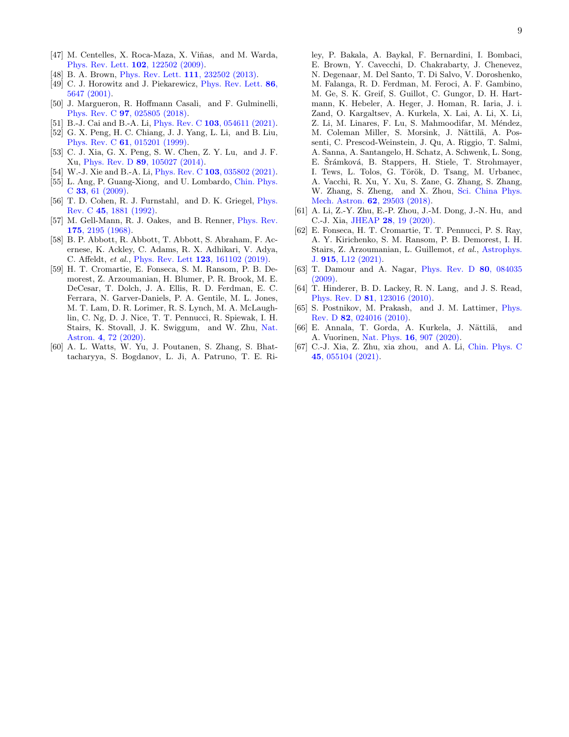[47] M. Centelles, X. Roca-Maza, X. Viñas, and M. Warda, Phys. Rev. Lett. **102**, 122502 (2009).

[48] B. A. Brown, Phys. Rev. Lett. **111**, 232502 (2013).

[49] C. J. Horowitz and J. Piekarewicz, Phys. Rev. Lett. **86**, 5647 (2001).

[50] J. Margueron, R. Hoffmann Casali, and F. Gulminelli, Phys. Rev. C **97**, 025805 (2018).

[51] B.-J. Cai and B.-A. Li, Phys. Rev. C **103**, 054611 (2021).

[52] G. X. Peng, H. C. Chiang, J. J. Yang, L. Li, and B. Liu, Phys. Rev. C **61**, 015201 (1999).

[53] C. J. Xia, G. X. Peng, S. W. Chen, Z. Y. Lu, and J. F. Xu, Phys. Rev. D **89**, 105027 (2014).

[54] W.-J. Xie and B.-A. Li, Phys. Rev. C **103**, 035802 (2021).

[55] L. Ang, P. Guang-Xiong, and U. Lombardo, Chin. Phys. C **33**, 61 (2009).

[56] T. D. Cohen, R. J. Furnstahl, and D. K. Griegel, Phys. Rev. C **45**, 1881 (1992).

[57] M. Gell-Mann, R. J. Oakes, and B. Renner, Phys. Rev. **175**, 2195 (1968).

[58] B. P. Abbott, R. Abbott, T. Abbott, S. Abraham, F. Acernese, K. Ackley, C. Adams, R. X. Adhikari, V. Adya, C. Affeldt, *et al.*, Phys. Rev. Lett **123**, 161102 (2019).

[59] H. T. Cromartie, E. Fonseca, S. M. Ransom, P. B. Demorest, Z. Arzoumanian, H. Blumer, P. R. Brook, M. E. DeCesar, T. Dolch, J. A. Ellis, R. D. Ferdman, E. C. Ferrara, N. Garver-Daniels, P. A. Gentile, M. L. Jones, M. T. Lam, D. R. Lorimer, R. S. Lynch, M. A. McLaughlin, C. Ng, D. J. Nice, T. T. Pennucci, R. Spiewak, I. H. Stairs, K. Stovall, J. K. Swiggum, and W. Zhu, Nat. Astron. **4**, 72 (2020).

[60] A. L. Watts, W. Yu, J. Poutanen, S. Zhang, S. Bhattacharyya, S. Bogdanov, L. Ji, A. Patruno, T. E. Riley, P. Bakala, A. Baykal, F. Bernardini, I. Bombaci, E. Brown, Y. Cavecchi, D. Chakrabarty, J. Chenevez, N. Degenaar, M. Del Santo, T. Di Salvo, V. Doroshenko, M. Falanga, R. D. Ferdman, M. Feroci, A. F. Gambino, M. Ge, S. K. Greif, S. Guillot, C. Gungor, D. H. Hartmann, K. Hebeler, A. Heger, J. Homan, R. Iaria, J. i. Zand, O. Kargaltsev, A. Kurkela, X. Lai, A. Li, X. Li, Z. Li, M. Linares, F. Lu, S. Mahmoodifar, M. Méndez, M. Coleman Miller, S. Morsink, J. Nättilä, A. Possenti, C. Prescod-Weinstein, J. Qu, A. Riggio, T. Salmi, A. Sanna, A. Santangelo, H. Schatz, A. Schwenk, L. Song, E. Šrámková, B. Stappers, H. Stiele, T. Strohmayer, I. Tews, L. Tolos, G. Török, D. Tsang, M. Urbanec, A. Vacchi, R. Xu, Y. Xu, S. Zane, G. Zhang, S. Zhang, W. Zhang, S. Zheng, and X. Zhou, Sci. China Phys. Mech. Astron. **62**, 29503 (2018).

[61] A. Li, Z.-Y. Zhu, E.-P. Zhou, J.-M. Dong, J.-N. Hu, and C.-J. Xia, JHEAP **28**, 19 (2020).

[62] E. Fonseca, H. T. Cromartie, T. T. Pennucci, P. S. Ray, A. Y. Kirichenko, S. M. Ransom, P. B. Demorest, I. H. Stairs, Z. Arzoumanian, L. Guillemot, *et al.*, Astrophys. J. **915**, L12 (2021).

[63] T. Damour and A. Nagar, Phys. Rev. D **80**, 084035 (2009).

[64] T. Hinderer, B. D. Lackey, R. N. Lang, and J. S. Read, Phys. Rev. D **81**, 123016 (2010).

[65] S. Postnikov, M. Prakash, and J. M. Lattimer, Phys. Rev. D **82**, 024016 (2010).

[66] E. Annala, T. Gorda, A. Kurkela, J. Nättilä, and A. Vuorinen, Nat. Phys. **16**, 907 (2020).

[67] C.-J. Xia, Z. Zhu, xia zhou, and A. Li, Chin. Phys. C **45**, 055104 (2021).